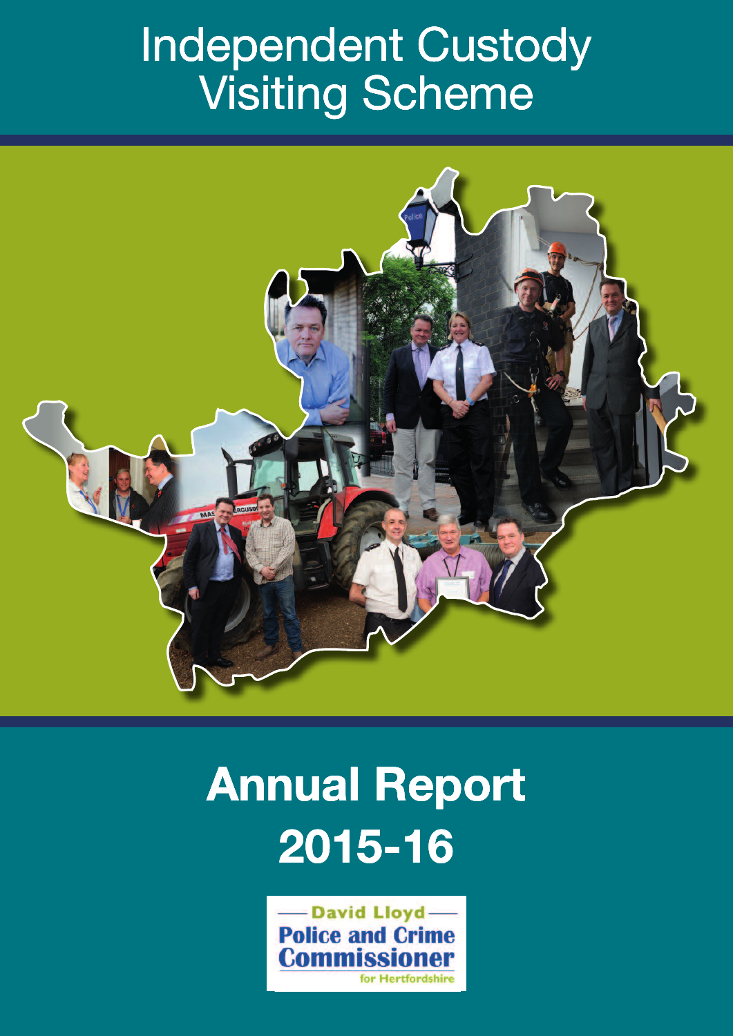# Independent Custody Visiting Scheme

# Annual Report 2015-16

David Lloyd
Police and Crime Commissioner
for Hertfordshire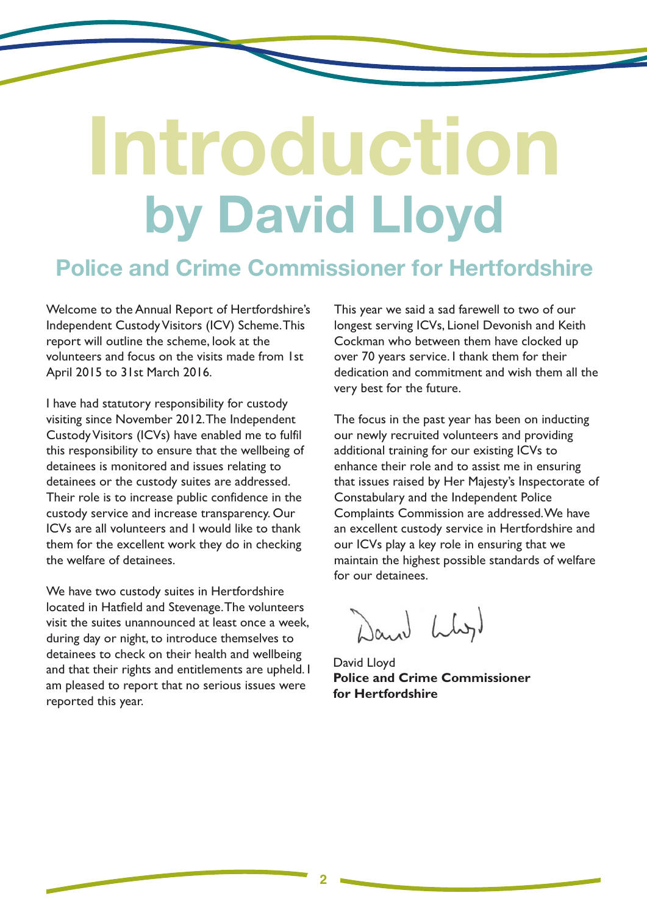# Introduction by David Lloyd

## Police and Crime Commissioner for Hertfordshire

Welcome to the Annual Report of Hertfordshire's Independent Custody Visitors (ICV) Scheme. This report will outline the scheme, look at the volunteers and focus on the visits made from 1st April 2015 to 31st March 2016.

I have had statutory responsibility for custody visiting since November 2012. The Independent Custody Visitors (ICVs) have enabled me to fulfil this responsibility to ensure that the wellbeing of detainees is monitored and issues relating to detainees or the custody suites are addressed. Their role is to increase public confidence in the custody service and increase transparency. Our ICVs are all volunteers and I would like to thank them for the excellent work they do in checking the welfare of detainees.

We have two custody suites in Hertfordshire located in Hatfield and Stevenage. The volunteers visit the suites unannounced at least once a week, during day or night, to introduce themselves to detainees to check on their health and wellbeing and that their rights and entitlements are upheld. I am pleased to report that no serious issues were reported this year.

This year we said a sad farewell to two of our longest serving ICVs, Lionel Devonish and Keith Cockman who between them have clocked up over 70 years service. I thank them for their dedication and commitment and wish them all the very best for the future.

The focus in the past year has been on inducting our newly recruited volunteers and providing additional training for our existing ICVs to enhance their role and to assist me in ensuring that issues raised by Her Majesty's Inspectorate of Constabulary and the Independent Police Complaints Commission are addressed. We have an excellent custody service in Hertfordshire and our ICVs play a key role in ensuring that we maintain the highest possible standards of welfare for our detainees.

David Lloyd
**Police and Crime Commissioner for Hertfordshire**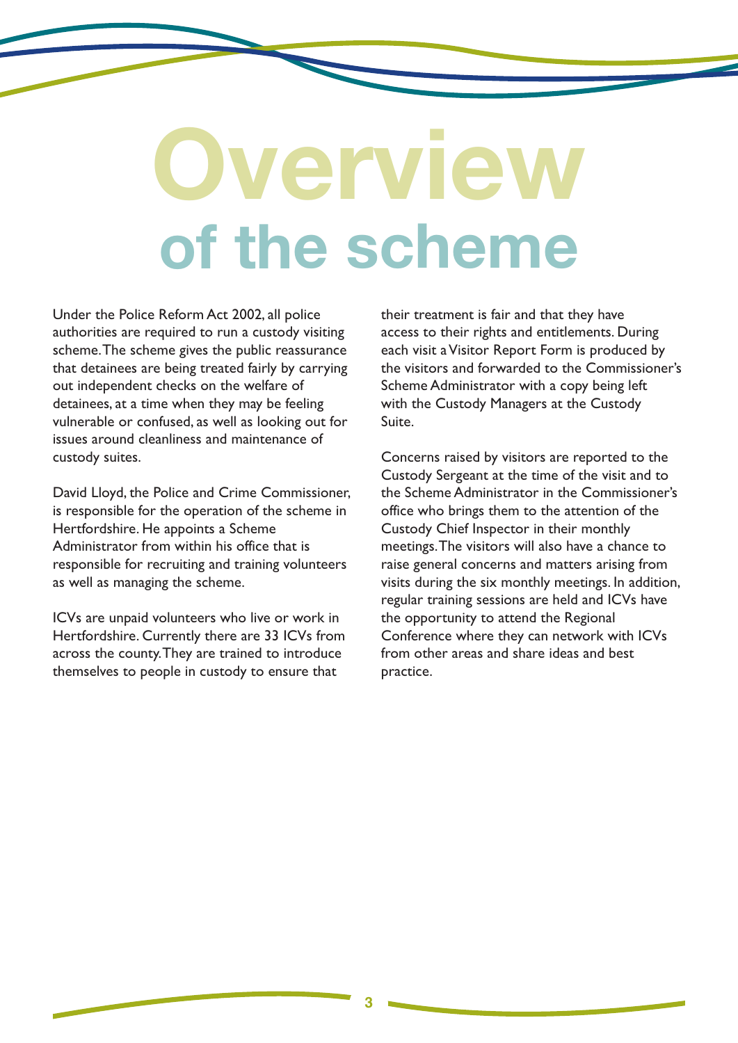# Overview
## of the scheme

Under the Police Reform Act 2002, all police authorities are required to run a custody visiting scheme. The scheme gives the public reassurance that detainees are being treated fairly by carrying out independent checks on the welfare of detainees, at a time when they may be feeling vulnerable or confused, as well as looking out for issues around cleanliness and maintenance of custody suites.

David Lloyd, the Police and Crime Commissioner, is responsible for the operation of the scheme in Hertfordshire. He appoints a Scheme Administrator from within his office that is responsible for recruiting and training volunteers as well as managing the scheme.

ICVs are unpaid volunteers who live or work in Hertfordshire. Currently there are 33 ICVs from across the county. They are trained to introduce themselves to people in custody to ensure that their treatment is fair and that they have access to their rights and entitlements. During each visit a Visitor Report Form is produced by the visitors and forwarded to the Commissioner's Scheme Administrator with a copy being left with the Custody Managers at the Custody Suite.

Concerns raised by visitors are reported to the Custody Sergeant at the time of the visit and to the Scheme Administrator in the Commissioner's office who brings them to the attention of the Custody Chief Inspector in their monthly meetings. The visitors will also have a chance to raise general concerns and matters arising from visits during the six monthly meetings. In addition, regular training sessions are held and ICVs have the opportunity to attend the Regional Conference where they can network with ICVs from other areas and share ideas and best practice.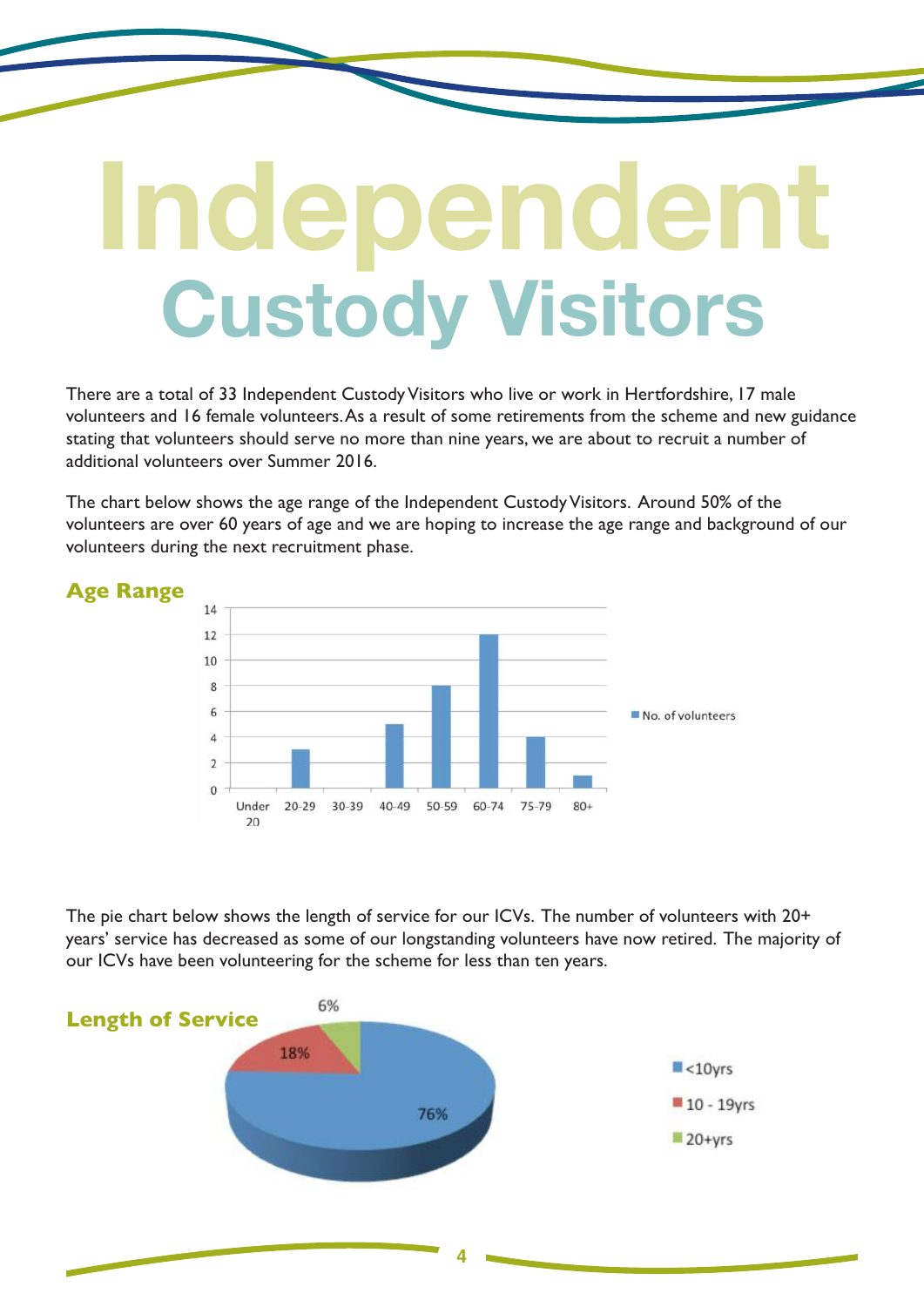# Independent Custody Visitors

There are a total of 33 Independent Custody Visitors who live or work in Hertfordshire, 17 male volunteers and 16 female volunteers. As a result of some retirements from the scheme and new guidance stating that volunteers should serve no more than nine years, we are about to recruit a number of additional volunteers over Summer 2016.

The chart below shows the age range of the Independent Custody Visitors. Around 50% of the volunteers are over 60 years of age and we are hoping to increase the age range and background of our volunteers during the next recruitment phase.

## Age Range

| Age range | No. of volunteers |
|---|---|
| Under 20 | 0 |
| 20-29 | 3 |
| 30-39 | 0 |
| 40-49 | 5 |
| 50-59 | 8 |
| 60-74 | 12 |
| 75-79 | 4 |
| 80+ | 1 |

The pie chart below shows the length of service for our ICVs. The number of volunteers with 20+ years' service has decreased as some of our longstanding volunteers have now retired. The majority of our ICVs have been volunteering for the scheme for less than ten years.

## Length of Service

| Length of service | % |
|---|---|
| <10yrs | 76% |
| 10 - 19yrs | 18% |
| 20+yrs | 6% |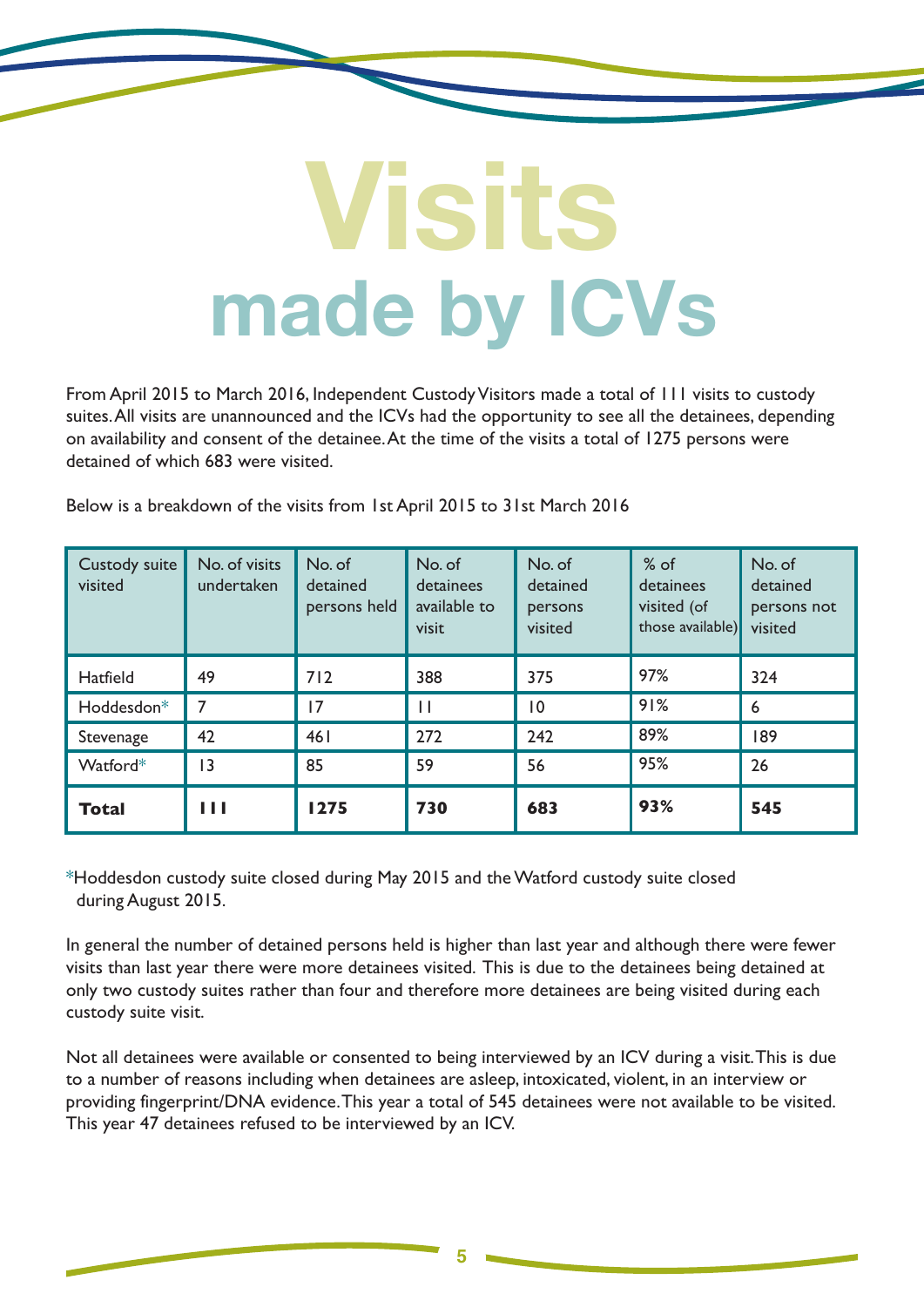# Visits made by ICVs

From April 2015 to March 2016, Independent Custody Visitors made a total of 111 visits to custody suites. All visits are unannounced and the ICVs had the opportunity to see all the detainees, depending on availability and consent of the detainee. At the time of the visits a total of 1275 persons were detained of which 683 were visited.

Below is a breakdown of the visits from 1st April 2015 to 31st March 2016

| Custody suite visited | No. of visits undertaken | No. of detained persons held | No. of detainees available to visit | No. of detained persons visited | % of detainees visited (of those available) | No. of detained persons not visited |
|---|---|---|---|---|---|---|
| Hatfield | 49 | 712 | 388 | 375 | 97% | 324 |
| Hoddesdon* | 7 | 17 | 11 | 10 | 91% | 6 |
| Stevenage | 42 | 461 | 272 | 242 | 89% | 189 |
| Watford* | 13 | 85 | 59 | 56 | 95% | 26 |
| **Total** | **111** | **1275** | **730** | **683** | **93%** | **545** |

*Hoddesdon custody suite closed during May 2015 and the Watford custody suite closed during August 2015.

In general the number of detained persons held is higher than last year and although there were fewer visits than last year there were more detainees visited. This is due to the detainees being detained at only two custody suites rather than four and therefore more detainees are being visited during each custody suite visit.

Not all detainees were available or consented to being interviewed by an ICV during a visit. This is due to a number of reasons including when detainees are asleep, intoxicated, violent, in an interview or providing fingerprint/DNA evidence. This year a total of 545 detainees were not available to be visited. This year 47 detainees refused to be interviewed by an ICV.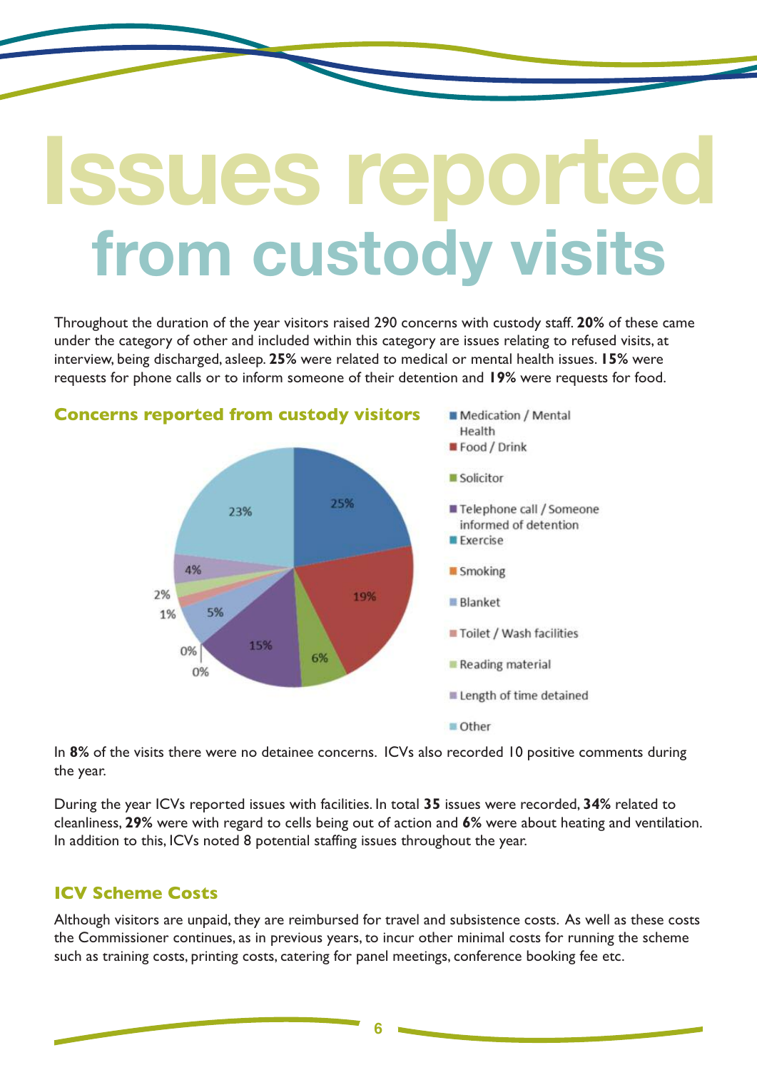# Issues reported from custody visits

Throughout the duration of the year visitors raised 290 concerns with custody staff. **20%** of these came under the category of other and included within this category are issues relating to refused visits, at interview, being discharged, asleep. **25%** were related to medical or mental health issues. **15%** were requests for phone calls or to inform someone of their detention and **19%** were requests for food.

### Concerns reported from custody visitors

| Category | % |
|---|---|
| Medication / Mental Health | 25% |
| Food / Drink | 19% |
| Solicitor | 6% |
| Telephone call / Someone informed of detention | 15% |
| Exercise | 0% |
| Smoking | 0% |
| Blanket | 5% |
| Toilet / Wash facilities | 1% |
| Reading material | 2% |
| Length of time detained | 4% |
| Other | 23% |

In **8%** of the visits there were no detainee concerns. ICVs also recorded 10 positive comments during the year.

During the year ICVs reported issues with facilities. In total **35** issues were recorded, **34%** related to cleanliness, **29%** were with regard to cells being out of action and **6%** were about heating and ventilation. In addition to this, ICVs noted 8 potential staffing issues throughout the year.

### ICV Scheme Costs

Although visitors are unpaid, they are reimbursed for travel and subsistence costs. As well as these costs the Commissioner continues, as in previous years, to incur other minimal costs for running the scheme such as training costs, printing costs, catering for panel meetings, conference booking fee etc.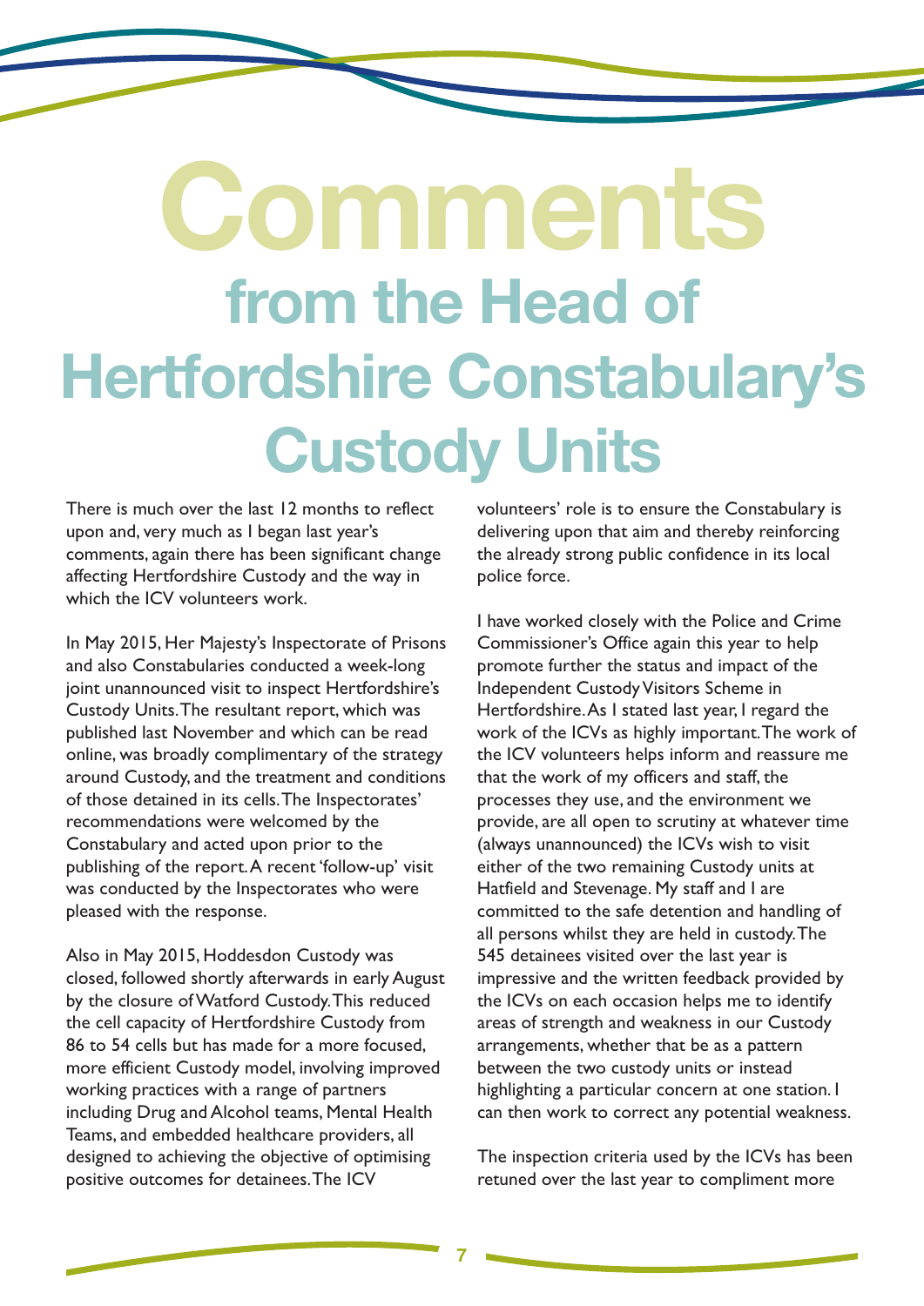# Comments

## from the Head of Hertfordshire Constabulary's Custody Units

There is much over the last 12 months to reflect upon and, very much as I began last year's comments, again there has been significant change affecting Hertfordshire Custody and the way in which the ICV volunteers work.

In May 2015, Her Majesty's Inspectorate of Prisons and also Constabularies conducted a week-long joint unannounced visit to inspect Hertfordshire's Custody Units. The resultant report, which was published last November and which can be read online, was broadly complimentary of the strategy around Custody, and the treatment and conditions of those detained in its cells. The Inspectorates' recommendations were welcomed by the Constabulary and acted upon prior to the publishing of the report. A recent 'follow-up' visit was conducted by the Inspectorates who were pleased with the response.

Also in May 2015, Hoddesdon Custody was closed, followed shortly afterwards in early August by the closure of Watford Custody. This reduced the cell capacity of Hertfordshire Custody from 86 to 54 cells but has made for a more focused, more efficient Custody model, involving improved working practices with a range of partners including Drug and Alcohol teams, Mental Health Teams, and embedded healthcare providers, all designed to achieving the objective of optimising positive outcomes for detainees. The ICV volunteers' role is to ensure the Constabulary is delivering upon that aim and thereby reinforcing the already strong public confidence in its local police force.

I have worked closely with the Police and Crime Commissioner's Office again this year to help promote further the status and impact of the Independent Custody Visitors Scheme in Hertfordshire. As I stated last year, I regard the work of the ICVs as highly important. The work of the ICV volunteers helps inform and reassure me that the work of my officers and staff, the processes they use, and the environment we provide, are all open to scrutiny at whatever time (always unannounced) the ICVs wish to visit either of the two remaining Custody units at Hatfield and Stevenage. My staff and I are committed to the safe detention and handling of all persons whilst they are held in custody. The 545 detainees visited over the last year is impressive and the written feedback provided by the ICVs on each occasion helps me to identify areas of strength and weakness in our Custody arrangements, whether that be as a pattern between the two custody units or instead highlighting a particular concern at one station. I can then work to correct any potential weakness.

The inspection criteria used by the ICVs has been retuned over the last year to compliment more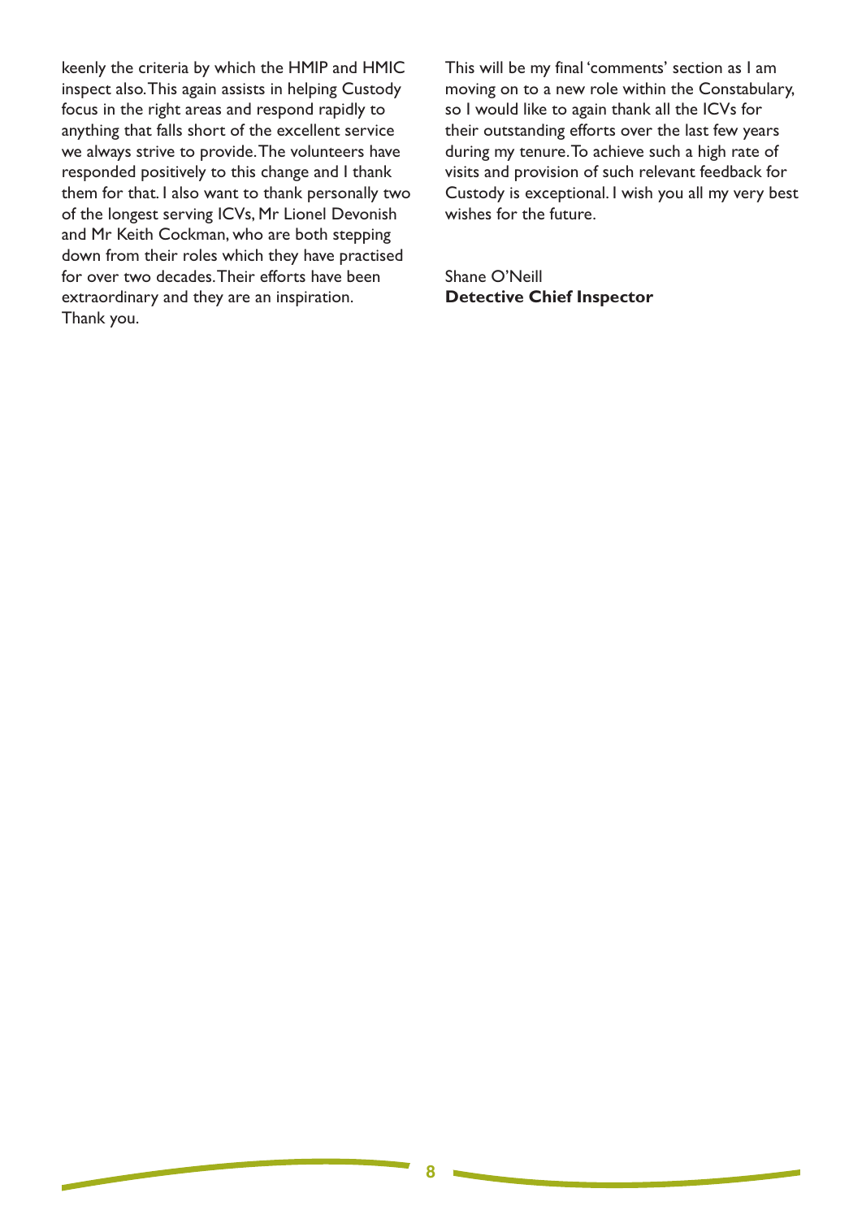keenly the criteria by which the HMIP and HMIC inspect also. This again assists in helping Custody focus in the right areas and respond rapidly to anything that falls short of the excellent service we always strive to provide. The volunteers have responded positively to this change and I thank them for that. I also want to thank personally two of the longest serving ICVs, Mr Lionel Devonish and Mr Keith Cockman, who are both stepping down from their roles which they have practised for over two decades. Their efforts have been extraordinary and they are an inspiration. Thank you.

This will be my final 'comments' section as I am moving on to a new role within the Constabulary, so I would like to again thank all the ICVs for their outstanding efforts over the last few years during my tenure. To achieve such a high rate of visits and provision of such relevant feedback for Custody is exceptional. I wish you all my very best wishes for the future.

Shane O'Neill
**Detective Chief Inspector**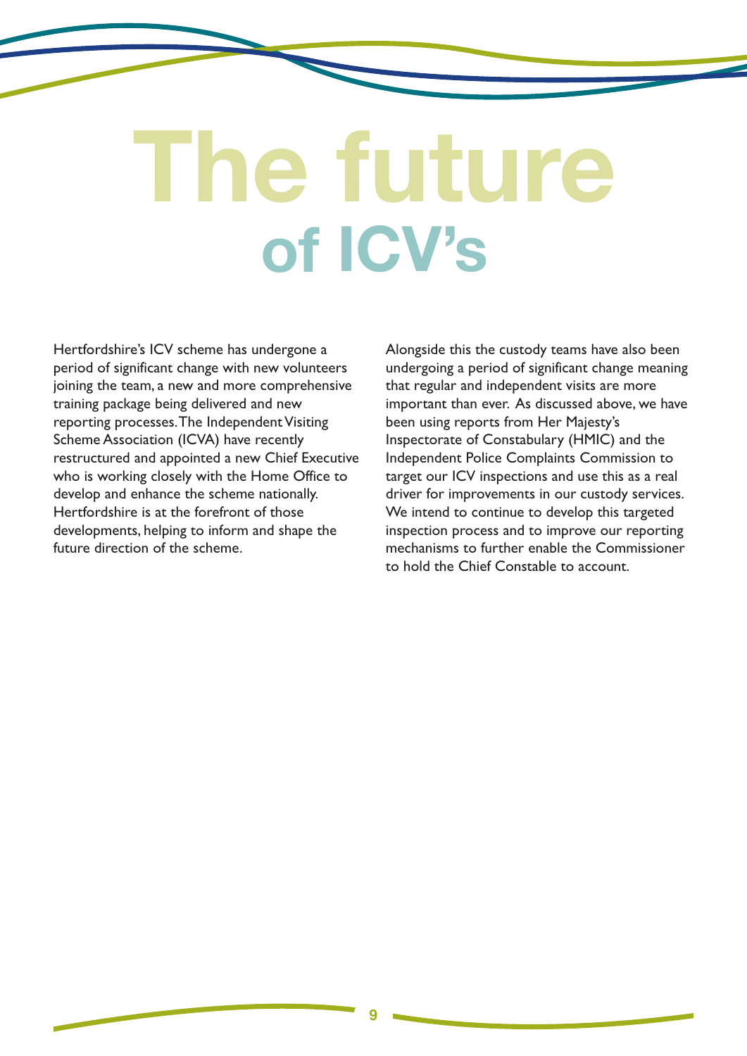# The future of ICV's

Hertfordshire's ICV scheme has undergone a period of significant change with new volunteers joining the team, a new and more comprehensive training package being delivered and new reporting processes. The Independent Visiting Scheme Association (ICVA) have recently restructured and appointed a new Chief Executive who is working closely with the Home Office to develop and enhance the scheme nationally. Hertfordshire is at the forefront of those developments, helping to inform and shape the future direction of the scheme.

Alongside this the custody teams have also been undergoing a period of significant change meaning that regular and independent visits are more important than ever. As discussed above, we have been using reports from Her Majesty's Inspectorate of Constabulary (HMIC) and the Independent Police Complaints Commission to target our ICV inspections and use this as a real driver for improvements in our custody services. We intend to continue to develop this targeted inspection process and to improve our reporting mechanisms to further enable the Commissioner to hold the Chief Constable to account.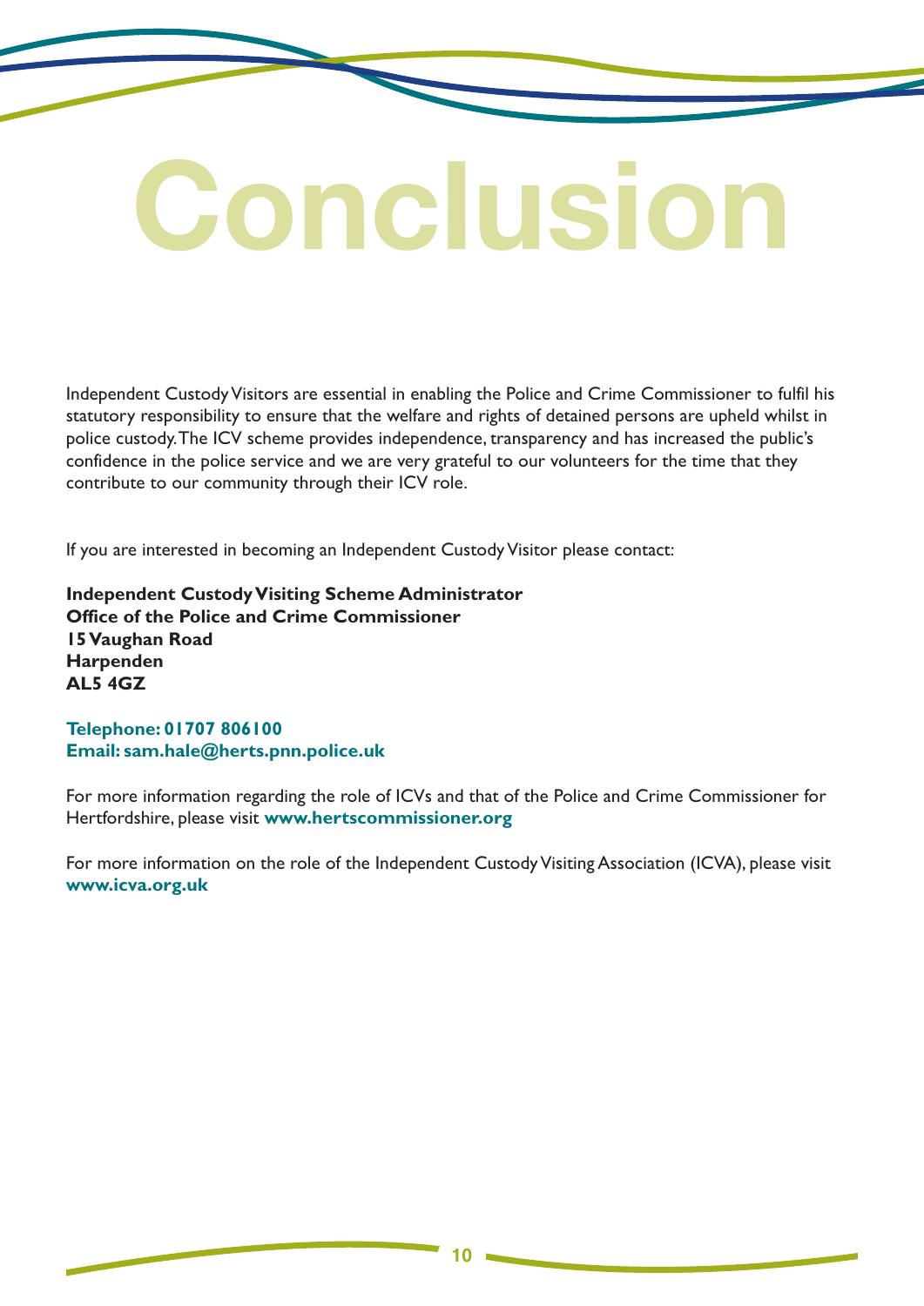# Conclusion

Independent Custody Visitors are essential in enabling the Police and Crime Commissioner to fulfil his statutory responsibility to ensure that the welfare and rights of detained persons are upheld whilst in police custody. The ICV scheme provides independence, transparency and has increased the public's confidence in the police service and we are very grateful to our volunteers for the time that they contribute to our community through their ICV role.

If you are interested in becoming an Independent Custody Visitor please contact:

**Independent Custody Visiting Scheme Administrator**
**Office of the Police and Crime Commissioner**
**15 Vaughan Road**
**Harpenden**
**AL5 4GZ**

**Telephone: 01707 806100**
**Email: sam.hale@herts.pnn.police.uk**

For more information regarding the role of ICVs and that of the Police and Crime Commissioner for Hertfordshire, please visit **www.hertscommissioner.org**

For more information on the role of the Independent Custody Visiting Association (ICVA), please visit **www.icva.org.uk**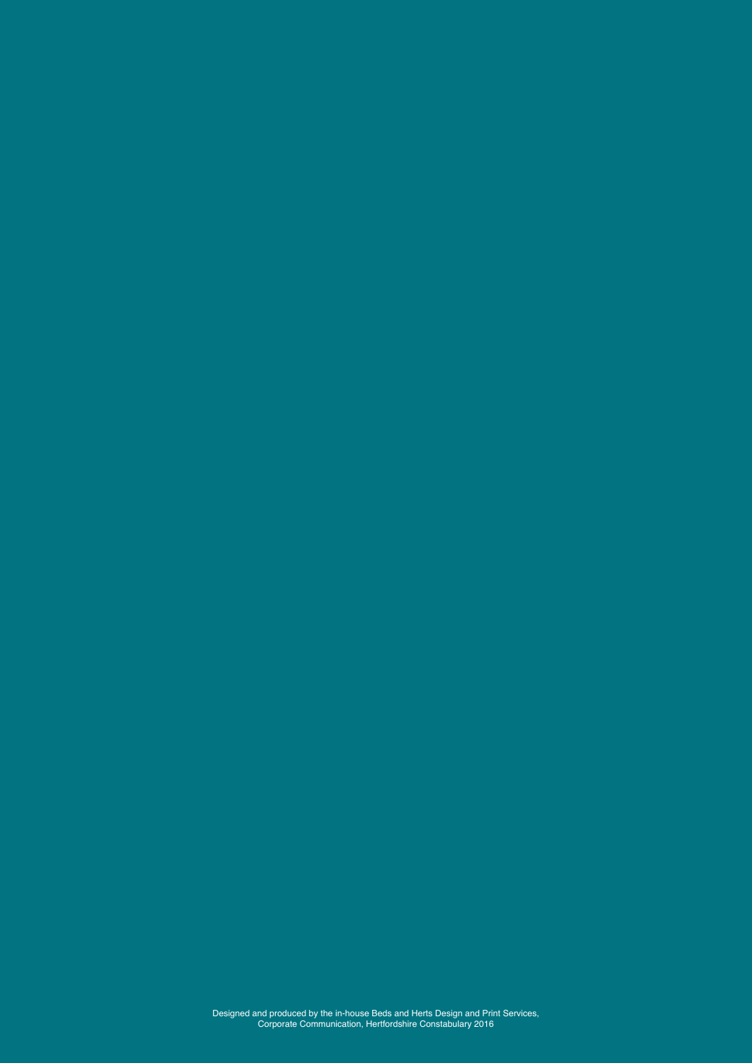Designed and produced by the in-house Beds and Herts Design and Print Services,
Corporate Communication, Hertfordshire Constabulary 2016